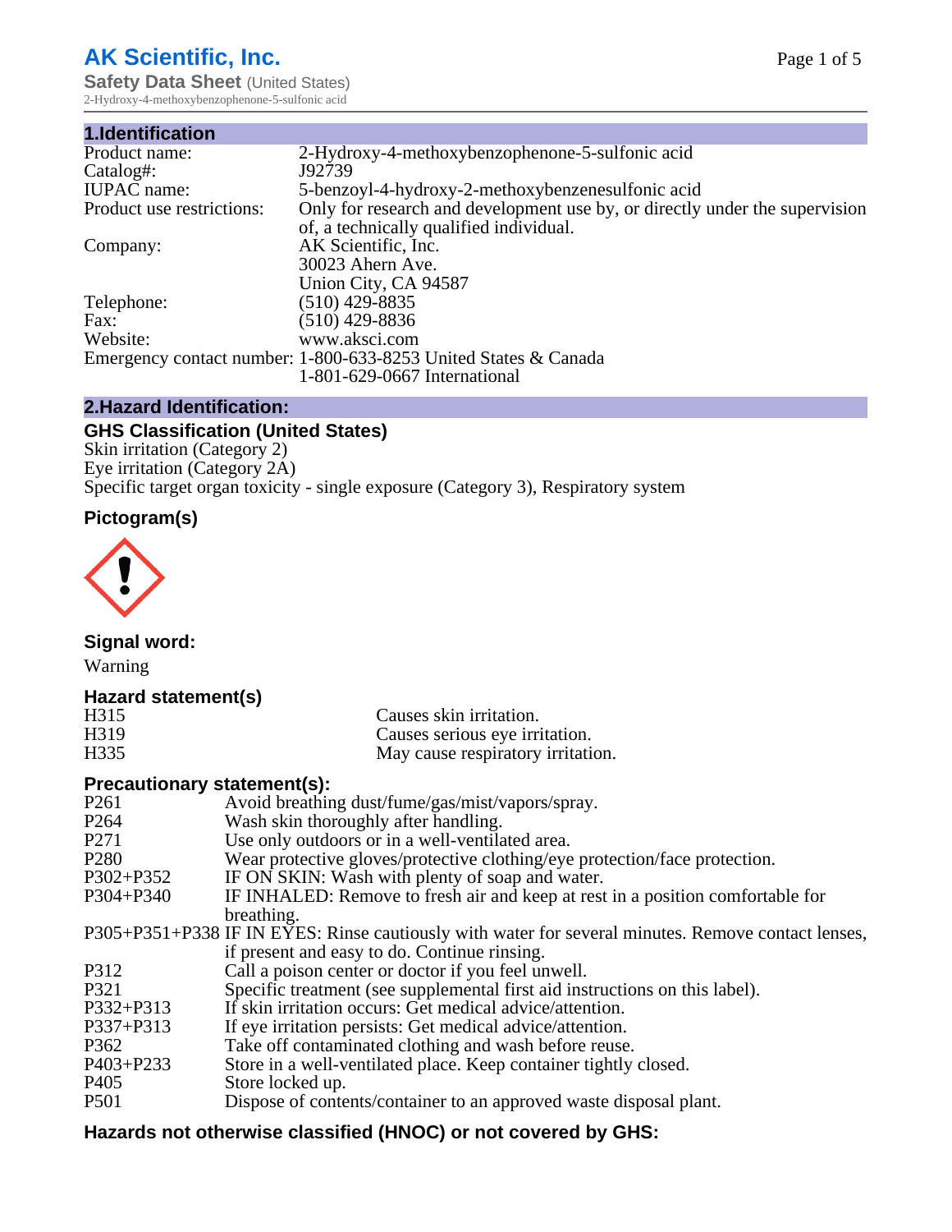# AK Scientific, Inc.

**Safety Data Sheet** (United States)
2-Hydroxy-4-methoxybenzophenone-5-sulfonic acid

## 1.Identification

| | |
|---|---|
| Product name: | 2-Hydroxy-4-methoxybenzophenone-5-sulfonic acid |
| Catalog#: | J92739 |
| IUPAC name: | 5-benzoyl-4-hydroxy-2-methoxybenzenesulfonic acid |
| Product use restrictions: | Only for research and development use by, or directly under the supervision of, a technically qualified individual. |
| Company: | AK Scientific, Inc.<br>30023 Ahern Ave.<br>Union City, CA 94587 |
| Telephone: | (510) 429-8835 |
| Fax: | (510) 429-8836 |
| Website: | www.aksci.com |
| Emergency contact number: | 1-800-633-8253 United States & Canada<br>1-801-629-0667 International |

## 2.Hazard Identification:

### GHS Classification (United States)

Skin irritation (Category 2)
Eye irritation (Category 2A)
Specific target organ toxicity - single exposure (Category 3), Respiratory system

### Pictogram(s)

### Signal word:

Warning

### Hazard statement(s)

| | |
|---|---|
| H315 | Causes skin irritation. |
| H319 | Causes serious eye irritation. |
| H335 | May cause respiratory irritation. |

### Precautionary statement(s):

| | |
|---|---|
| P261 | Avoid breathing dust/fume/gas/mist/vapors/spray. |
| P264 | Wash skin thoroughly after handling. |
| P271 | Use only outdoors or in a well-ventilated area. |
| P280 | Wear protective gloves/protective clothing/eye protection/face protection. |
| P302+P352 | IF ON SKIN: Wash with plenty of soap and water. |
| P304+P340 | IF INHALED: Remove to fresh air and keep at rest in a position comfortable for breathing. |
| P305+P351+P338 | IF IN EYES: Rinse cautiously with water for several minutes. Remove contact lenses, if present and easy to do. Continue rinsing. |
| P312 | Call a poison center or doctor if you feel unwell. |
| P321 | Specific treatment (see supplemental first aid instructions on this label). |
| P332+P313 | If skin irritation occurs: Get medical advice/attention. |
| P337+P313 | If eye irritation persists: Get medical advice/attention. |
| P362 | Take off contaminated clothing and wash before reuse. |
| P403+P233 | Store in a well-ventilated place. Keep container tightly closed. |
| P405 | Store locked up. |
| P501 | Dispose of contents/container to an approved waste disposal plant. |

### Hazards not otherwise classified (HNOC) or not covered by GHS: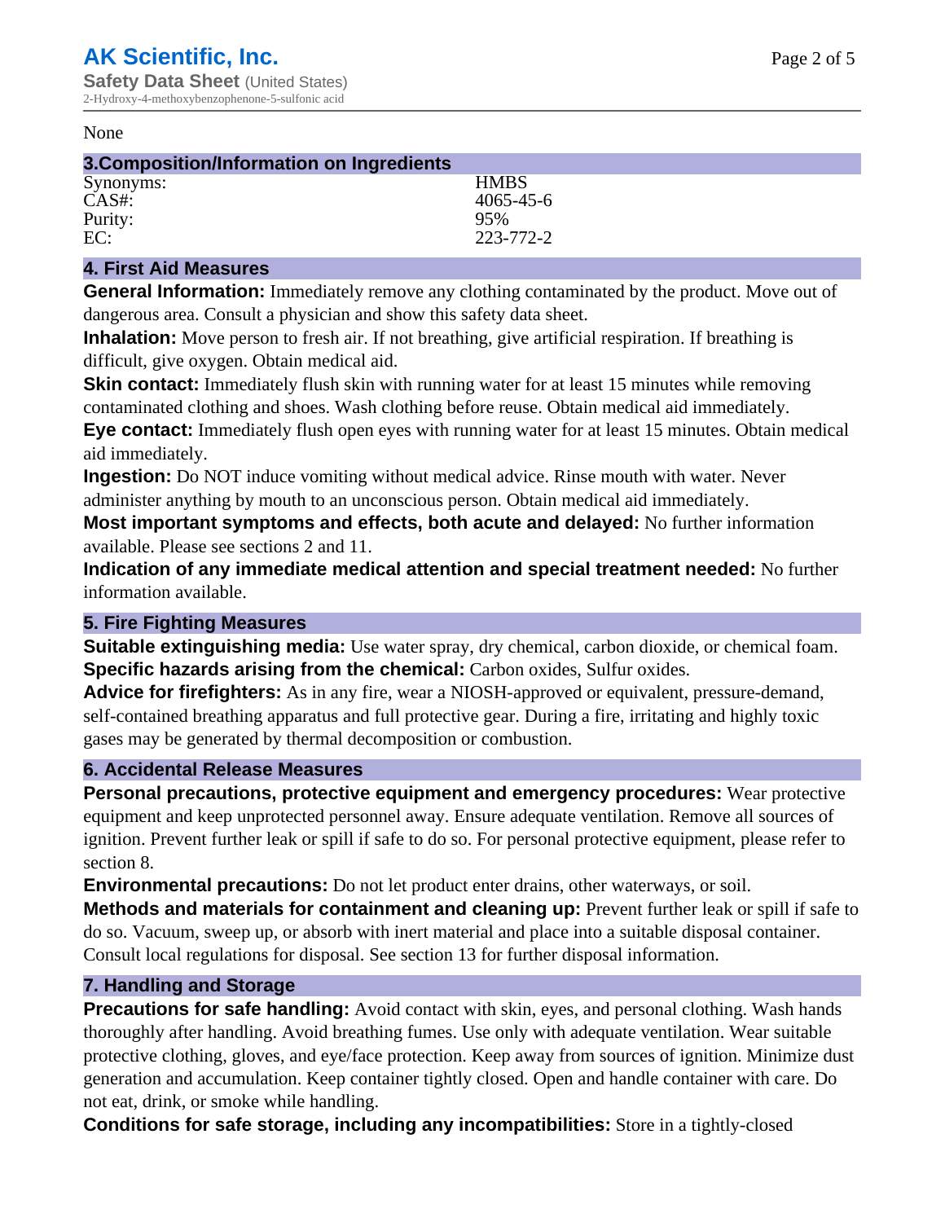None

## 3.Composition/Information on Ingredients

| | |
|---|---|
| Synonyms: | HMBS |
| CAS#: | 4065-45-6 |
| Purity: | 95% |
| EC: | 223-772-2 |

## 4. First Aid Measures

**General Information:** Immediately remove any clothing contaminated by the product. Move out of dangerous area. Consult a physician and show this safety data sheet.

**Inhalation:** Move person to fresh air. If not breathing, give artificial respiration. If breathing is difficult, give oxygen. Obtain medical aid.

**Skin contact:** Immediately flush skin with running water for at least 15 minutes while removing contaminated clothing and shoes. Wash clothing before reuse. Obtain medical aid immediately.

**Eye contact:** Immediately flush open eyes with running water for at least 15 minutes. Obtain medical aid immediately.

**Ingestion:** Do NOT induce vomiting without medical advice. Rinse mouth with water. Never administer anything by mouth to an unconscious person. Obtain medical aid immediately.

**Most important symptoms and effects, both acute and delayed:** No further information available. Please see sections 2 and 11.

**Indication of any immediate medical attention and special treatment needed:** No further information available.

## 5. Fire Fighting Measures

**Suitable extinguishing media:** Use water spray, dry chemical, carbon dioxide, or chemical foam.

**Specific hazards arising from the chemical:** Carbon oxides, Sulfur oxides.

**Advice for firefighters:** As in any fire, wear a NIOSH-approved or equivalent, pressure-demand, self-contained breathing apparatus and full protective gear. During a fire, irritating and highly toxic gases may be generated by thermal decomposition or combustion.

## 6. Accidental Release Measures

**Personal precautions, protective equipment and emergency procedures:** Wear protective equipment and keep unprotected personnel away. Ensure adequate ventilation. Remove all sources of ignition. Prevent further leak or spill if safe to do so. For personal protective equipment, please refer to section 8.

**Environmental precautions:** Do not let product enter drains, other waterways, or soil.

**Methods and materials for containment and cleaning up:** Prevent further leak or spill if safe to do so. Vacuum, sweep up, or absorb with inert material and place into a suitable disposal container. Consult local regulations for disposal. See section 13 for further disposal information.

## 7. Handling and Storage

**Precautions for safe handling:** Avoid contact with skin, eyes, and personal clothing. Wash hands thoroughly after handling. Avoid breathing fumes. Use only with adequate ventilation. Wear suitable protective clothing, gloves, and eye/face protection. Keep away from sources of ignition. Minimize dust generation and accumulation. Keep container tightly closed. Open and handle container with care. Do not eat, drink, or smoke while handling.

**Conditions for safe storage, including any incompatibilities:** Store in a tightly-closed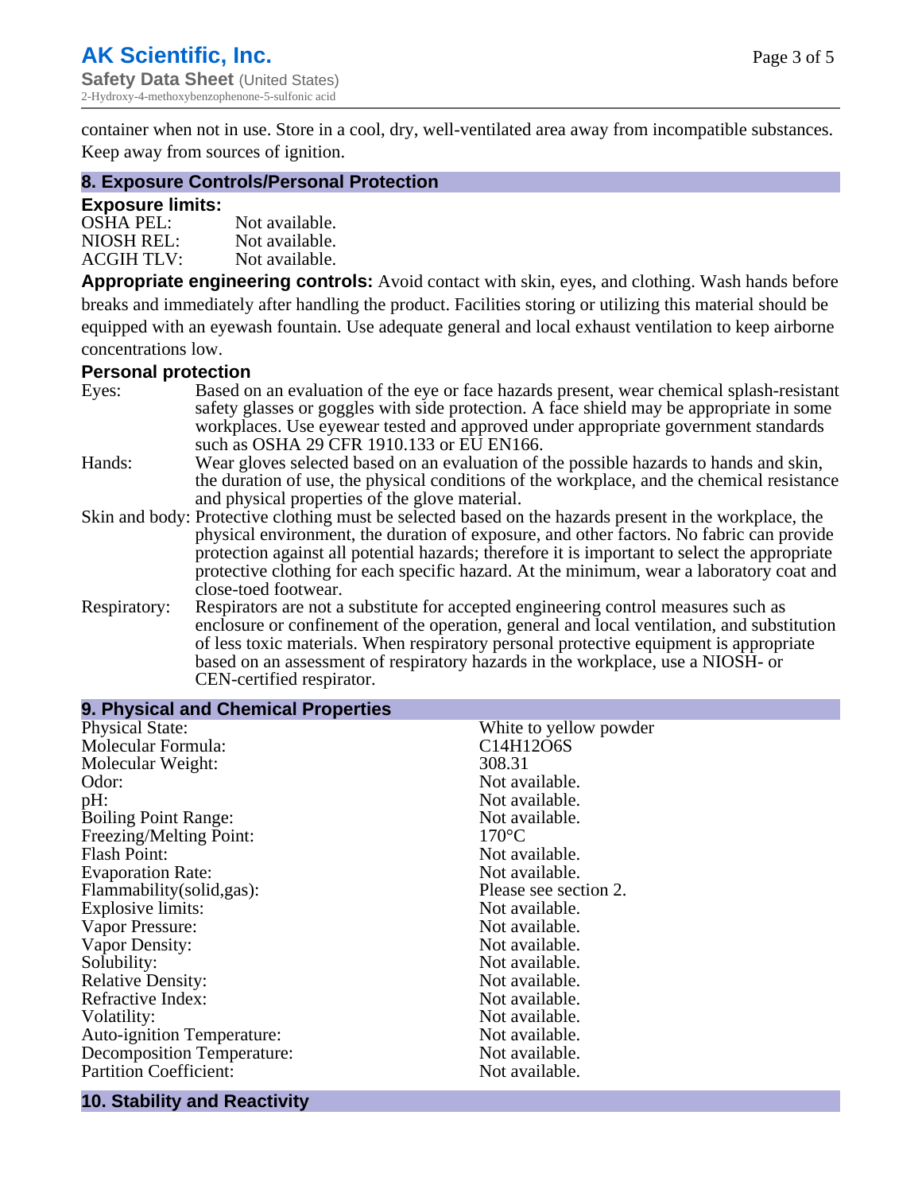container when not in use. Store in a cool, dry, well-ventilated area away from incompatible substances. Keep away from sources of ignition.

## 8. Exposure Controls/Personal Protection

### Exposure limits:

| | |
|---|---|
| OSHA PEL: | Not available. |
| NIOSH REL: | Not available. |
| ACGIH TLV: | Not available. |

**Appropriate engineering controls:** Avoid contact with skin, eyes, and clothing. Wash hands before breaks and immediately after handling the product. Facilities storing or utilizing this material should be equipped with an eyewash fountain. Use adequate general and local exhaust ventilation to keep airborne concentrations low.

### Personal protection

| | |
|---|---|
| Eyes: | Based on an evaluation of the eye or face hazards present, wear chemical splash-resistant safety glasses or goggles with side protection. A face shield may be appropriate in some workplaces. Use eyewear tested and approved under appropriate government standards such as OSHA 29 CFR 1910.133 or EU EN166. |
| Hands: | Wear gloves selected based on an evaluation of the possible hazards to hands and skin, the duration of use, the physical conditions of the workplace, and the chemical resistance and physical properties of the glove material. |
| Skin and body: | Protective clothing must be selected based on the hazards present in the workplace, the physical environment, the duration of exposure, and other factors. No fabric can provide protection against all potential hazards; therefore it is important to select the appropriate protective clothing for each specific hazard. At the minimum, wear a laboratory coat and close-toed footwear. |
| Respiratory: | Respirators are not a substitute for accepted engineering control measures such as enclosure or confinement of the operation, general and local ventilation, and substitution of less toxic materials. When respiratory personal protective equipment is appropriate based on an assessment of respiratory hazards in the workplace, use a NIOSH- or CEN-certified respirator. |

## 9. Physical and Chemical Properties

| | |
|---|---|
| Physical State: | White to yellow powder |
| Molecular Formula: | C14H12O6S |
| Molecular Weight: | 308.31 |
| Odor: | Not available. |
| pH: | Not available. |
| Boiling Point Range: | Not available. |
| Freezing/Melting Point: | 170°C |
| Flash Point: | Not available. |
| Evaporation Rate: | Not available. |
| Flammability(solid,gas): | Please see section 2. |
| Explosive limits: | Not available. |
| Vapor Pressure: | Not available. |
| Vapor Density: | Not available. |
| Solubility: | Not available. |
| Relative Density: | Not available. |
| Refractive Index: | Not available. |
| Volatility: | Not available. |
| Auto-ignition Temperature: | Not available. |
| Decomposition Temperature: | Not available. |
| Partition Coefficient: | Not available. |

## 10. Stability and Reactivity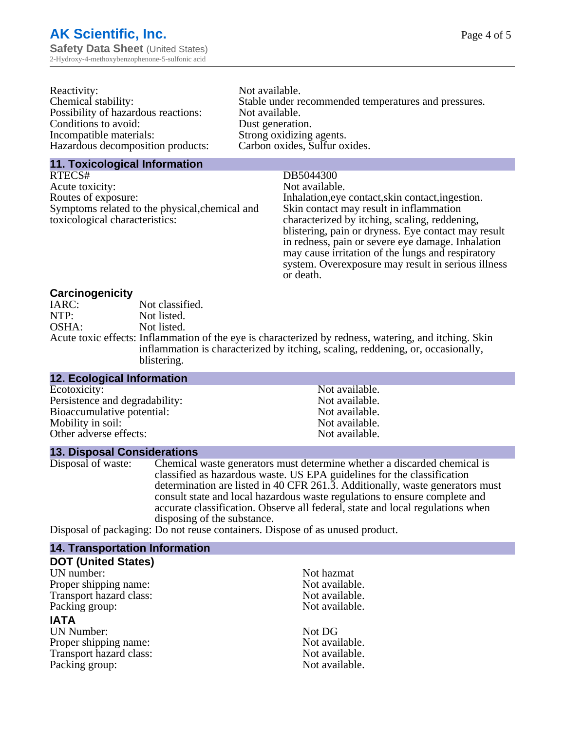| | |
|---|---|
| Reactivity: | Not available. |
| Chemical stability: | Stable under recommended temperatures and pressures. |
| Possibility of hazardous reactions: | Not available. |
| Conditions to avoid: | Dust generation. |
| Incompatible materials: | Strong oxidizing agents. |
| Hazardous decomposition products: | Carbon oxides, Sulfur oxides. |

## 11. Toxicological Information

| | |
|---|---|
| RTECS# | DB5044300 |
| Acute toxicity: | Not available. |
| Routes of exposure: | Inhalation,eye contact,skin contact,ingestion. |
| Symptoms related to the physical,chemical and toxicological characteristics: | Skin contact may result in inflammation characterized by itching, scaling, reddening, blistering, pain or dryness. Eye contact may result in redness, pain or severe eye damage. Inhalation may cause irritation of the lungs and respiratory system. Overexposure may result in serious illness or death. |

### Carcinogenicity

| | |
|---|---|
| IARC: | Not classified. |
| NTP: | Not listed. |
| OSHA: | Not listed. |
| Acute toxic effects: | Inflammation of the eye is characterized by redness, watering, and itching. Skin inflammation is characterized by itching, scaling, reddening, or, occasionally, blistering. |

## 12. Ecological Information

| | |
|---|---|
| Ecotoxicity: | Not available. |
| Persistence and degradability: | Not available. |
| Bioaccumulative potential: | Not available. |
| Mobility in soil: | Not available. |
| Other adverse effects: | Not available. |

## 13. Disposal Considerations

| | |
|---|---|
| Disposal of waste: | Chemical waste generators must determine whether a discarded chemical is classified as hazardous waste. US EPA guidelines for the classification determination are listed in 40 CFR 261.3. Additionally, waste generators must consult state and local hazardous waste regulations to ensure complete and accurate classification. Observe all federal, state and local regulations when disposing of the substance. |
| Disposal of packaging: | Do not reuse containers. Dispose of as unused product. |

## 14. Transportation Information

### DOT (United States)

| | |
|---|---|
| UN number: | Not hazmat |
| Proper shipping name: | Not available. |
| Transport hazard class: | Not available. |
| Packing group: | Not available. |

### IATA

| | |
|---|---|
| UN Number: | Not DG |
| Proper shipping name: | Not available. |
| Transport hazard class: | Not available. |
| Packing group: | Not available. |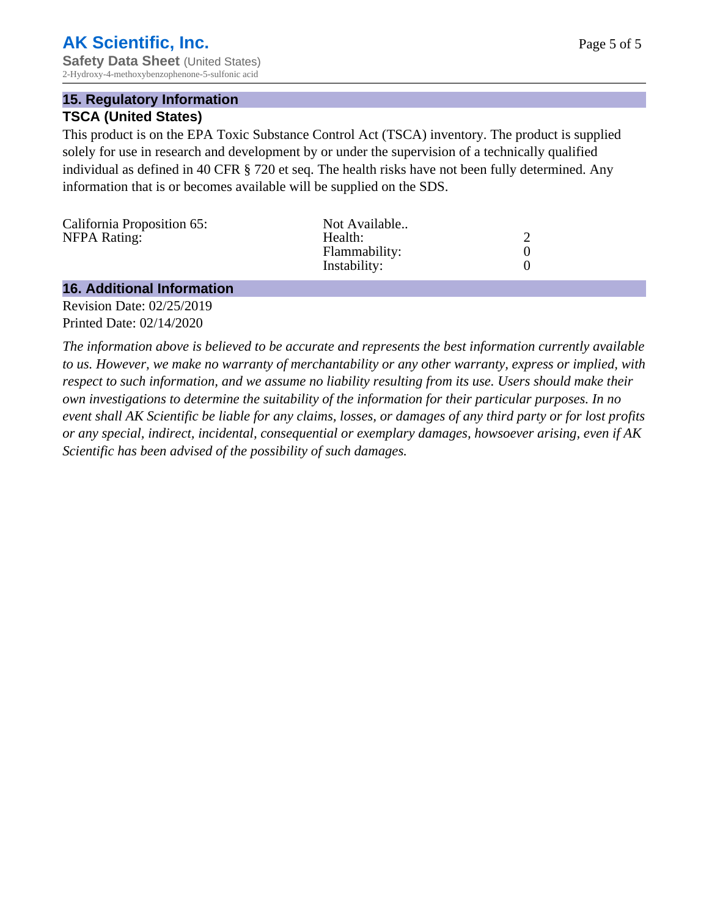## 15. Regulatory Information

### TSCA (United States)

This product is on the EPA Toxic Substance Control Act (TSCA) inventory. The product is supplied solely for use in research and development by or under the supervision of a technically qualified individual as defined in 40 CFR § 720 et seq. The health risks have not been fully determined. Any information that is or becomes available will be supplied on the SDS.

| | | |
|---|---|---|
| California Proposition 65: | Not Available.. | |
| NFPA Rating: | Health: | 2 |
| | Flammability: | 0 |
| | Instability: | 0 |

## 16. Additional Information

Revision Date: 02/25/2019
Printed Date: 02/14/2020

*The information above is believed to be accurate and represents the best information currently available to us. However, we make no warranty of merchantability or any other warranty, express or implied, with respect to such information, and we assume no liability resulting from its use. Users should make their own investigations to determine the suitability of the information for their particular purposes. In no event shall AK Scientific be liable for any claims, losses, or damages of any third party or for lost profits or any special, indirect, incidental, consequential or exemplary damages, howsoever arising, even if AK Scientific has been advised of the possibility of such damages.*